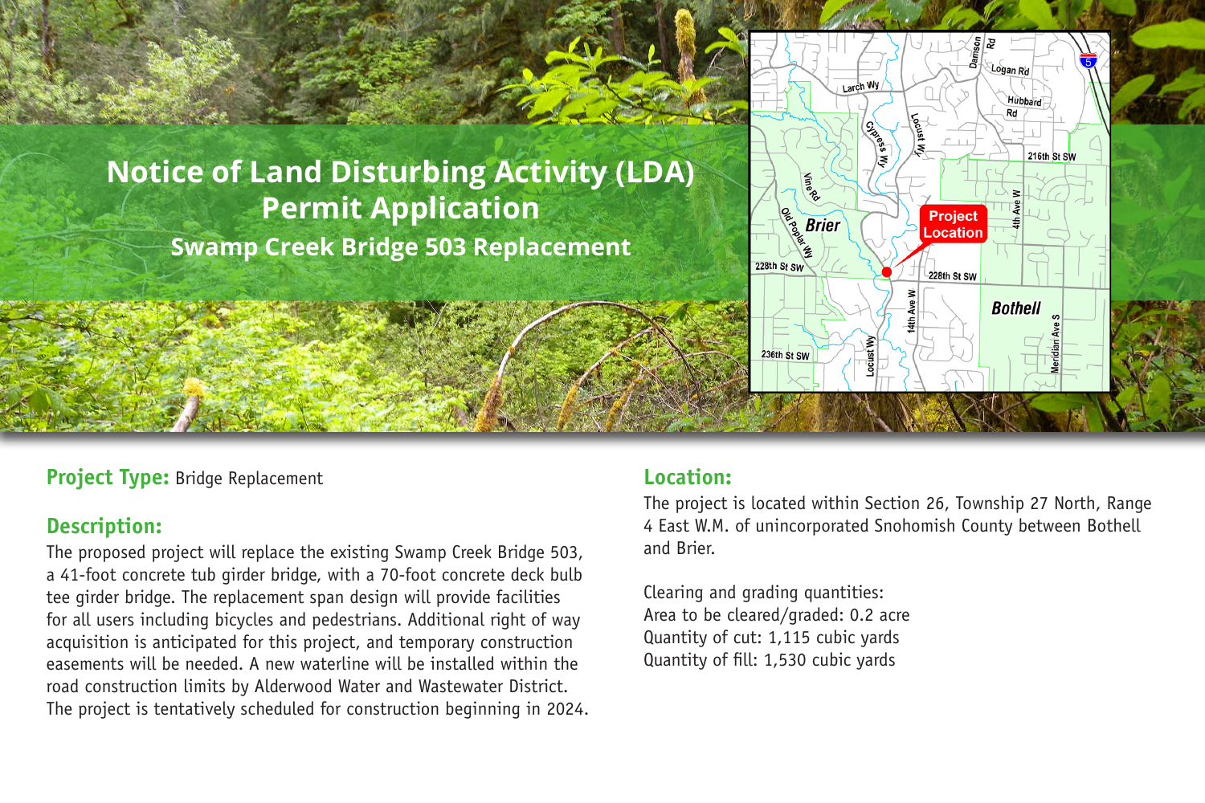# Notice of Land Disturbing Activity (LDA) Permit Application

## Swamp Creek Bridge 503 Replacement

**Project Type:** Bridge Replacement

**Description:**

The proposed project will replace the existing Swamp Creek Bridge 503, a 41-foot concrete tub girder bridge, with a 70-foot concrete deck bulb tee girder bridge. The replacement span design will provide facilities for all users including bicycles and pedestrians. Additional right of way acquisition is anticipated for this project, and temporary construction easements will be needed. A new waterline will be installed within the road construction limits by Alderwood Water and Wastewater District. The project is tentatively scheduled for construction beginning in 2024.

**Location:**

The project is located within Section 26, Township 27 North, Range 4 East W.M. of unincorporated Snohomish County between Bothell and Brier.

Clearing and grading quantities:
Area to be cleared/graded: 0.2 acre
Quantity of cut: 1,115 cubic yards
Quantity of fill: 1,530 cubic yards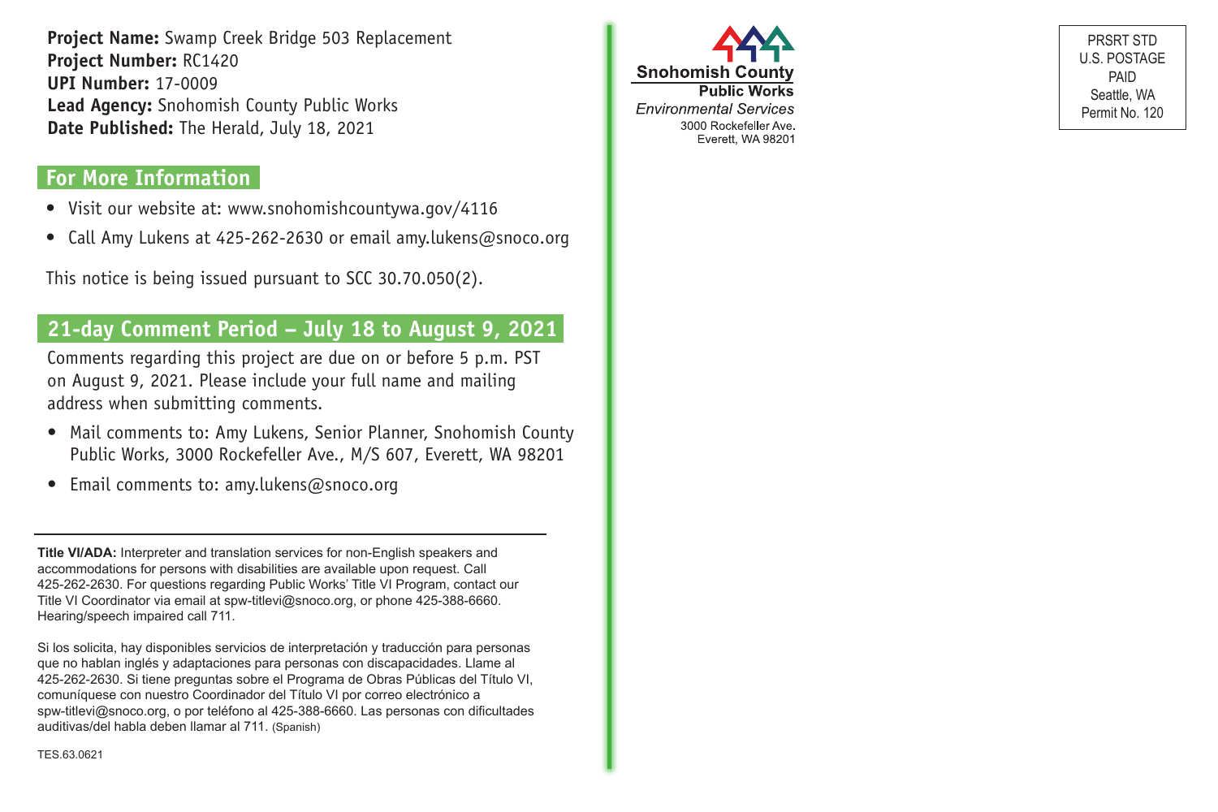**Project Name:** Swamp Creek Bridge 503 Replacement
**Project Number:** RC1420
**UPI Number:** 17-0009
**Lead Agency:** Snohomish County Public Works
**Date Published:** The Herald, July 18, 2021

## For More Information

- Visit our website at: www.snohomishcountywa.gov/4116
- Call Amy Lukens at 425-262-2630 or email amy.lukens@snoco.org

This notice is being issued pursuant to SCC 30.70.050(2).

## 21-day Comment Period – July 18 to August 9, 2021

Comments regarding this project are due on or before 5 p.m. PST on August 9, 2021. Please include your full name and mailing address when submitting comments.

- Mail comments to: Amy Lukens, Senior Planner, Snohomish County Public Works, 3000 Rockefeller Ave., M/S 607, Everett, WA 98201
- Email comments to: amy.lukens@snoco.org

**Title VI/ADA:** Interpreter and translation services for non-English speakers and accommodations for persons with disabilities are available upon request. Call 425-262-2630. For questions regarding Public Works' Title VI Program, contact our Title VI Coordinator via email at spw-titlevi@snoco.org, or phone 425-388-6660. Hearing/speech impaired call 711.

Si los solicita, hay disponibles servicios de interpretación y traducción para personas que no hablan inglés y adaptaciones para personas con discapacidades. Llame al 425-262-2630. Si tiene preguntas sobre el Programa de Obras Públicas del Título VI, comuníquese con nuestro Coordinador del Título VI por correo electrónico a spw-titlevi@snoco.org, o por teléfono al 425-388-6660. Las personas con dificultades auditivas/del habla deben llamar al 711. (Spanish)

TES.63.0621

Snohomish County
Public Works
*Environmental Services*
3000 Rockefeller Ave.
Everett, WA 98201

PRSRT STD
U.S. POSTAGE
PAID
Seattle, WA
Permit No. 120